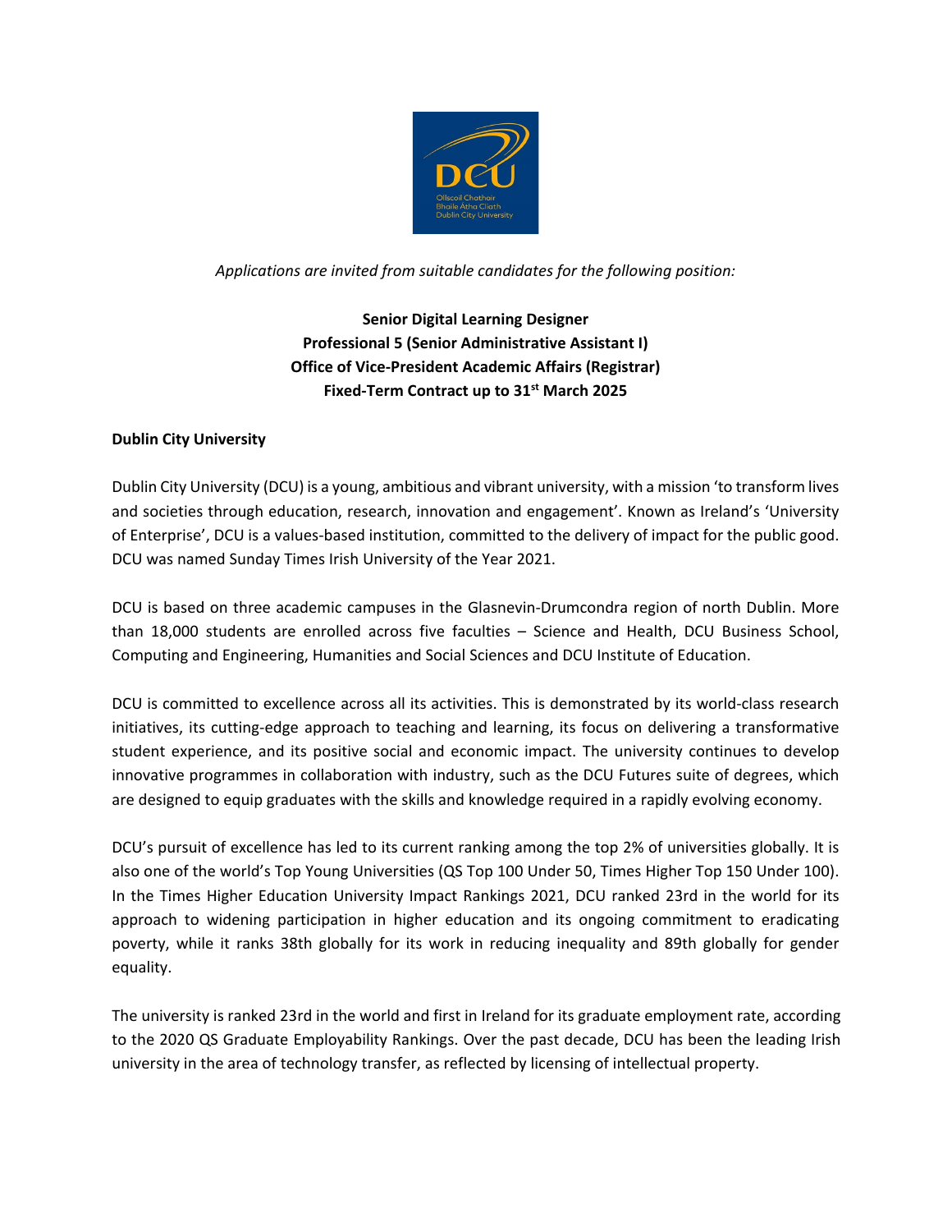*Applications are invited from suitable candidates for the following position:*

**Senior Digital Learning Designer**
**Professional 5 (Senior Administrative Assistant I)**
**Office of Vice-President Academic Affairs (Registrar)**
**Fixed-Term Contract up to 31st March 2025**

## Dublin City University

Dublin City University (DCU) is a young, ambitious and vibrant university, with a mission 'to transform lives and societies through education, research, innovation and engagement'. Known as Ireland's 'University of Enterprise', DCU is a values-based institution, committed to the delivery of impact for the public good. DCU was named Sunday Times Irish University of the Year 2021.

DCU is based on three academic campuses in the Glasnevin-Drumcondra region of north Dublin. More than 18,000 students are enrolled across five faculties – Science and Health, DCU Business School, Computing and Engineering, Humanities and Social Sciences and DCU Institute of Education.

DCU is committed to excellence across all its activities. This is demonstrated by its world-class research initiatives, its cutting-edge approach to teaching and learning, its focus on delivering a transformative student experience, and its positive social and economic impact. The university continues to develop innovative programmes in collaboration with industry, such as the DCU Futures suite of degrees, which are designed to equip graduates with the skills and knowledge required in a rapidly evolving economy.

DCU's pursuit of excellence has led to its current ranking among the top 2% of universities globally. It is also one of the world's Top Young Universities (QS Top 100 Under 50, Times Higher Top 150 Under 100). In the Times Higher Education University Impact Rankings 2021, DCU ranked 23rd in the world for its approach to widening participation in higher education and its ongoing commitment to eradicating poverty, while it ranks 38th globally for its work in reducing inequality and 89th globally for gender equality.

The university is ranked 23rd in the world and first in Ireland for its graduate employment rate, according to the 2020 QS Graduate Employability Rankings. Over the past decade, DCU has been the leading Irish university in the area of technology transfer, as reflected by licensing of intellectual property.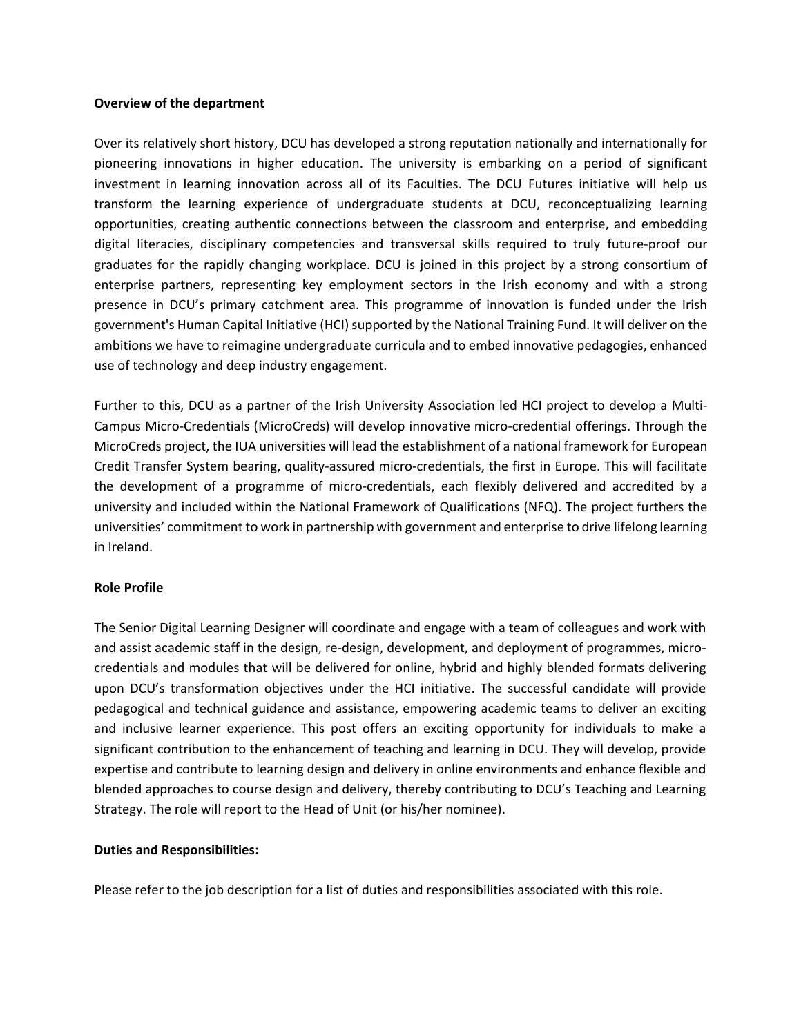**Overview of the department**

Over its relatively short history, DCU has developed a strong reputation nationally and internationally for pioneering innovations in higher education. The university is embarking on a period of significant investment in learning innovation across all of its Faculties. The DCU Futures initiative will help us transform the learning experience of undergraduate students at DCU, reconceptualizing learning opportunities, creating authentic connections between the classroom and enterprise, and embedding digital literacies, disciplinary competencies and transversal skills required to truly future-proof our graduates for the rapidly changing workplace. DCU is joined in this project by a strong consortium of enterprise partners, representing key employment sectors in the Irish economy and with a strong presence in DCU's primary catchment area. This programme of innovation is funded under the Irish government's Human Capital Initiative (HCI) supported by the National Training Fund. It will deliver on the ambitions we have to reimagine undergraduate curricula and to embed innovative pedagogies, enhanced use of technology and deep industry engagement.

Further to this, DCU as a partner of the Irish University Association led HCI project to develop a Multi-Campus Micro-Credentials (MicroCreds) will develop innovative micro-credential offerings. Through the MicroCreds project, the IUA universities will lead the establishment of a national framework for European Credit Transfer System bearing, quality-assured micro-credentials, the first in Europe. This will facilitate the development of a programme of micro-credentials, each flexibly delivered and accredited by a university and included within the National Framework of Qualifications (NFQ). The project furthers the universities' commitment to work in partnership with government and enterprise to drive lifelong learning in Ireland.

**Role Profile**

The Senior Digital Learning Designer will coordinate and engage with a team of colleagues and work with and assist academic staff in the design, re-design, development, and deployment of programmes, micro-credentials and modules that will be delivered for online, hybrid and highly blended formats delivering upon DCU's transformation objectives under the HCI initiative. The successful candidate will provide pedagogical and technical guidance and assistance, empowering academic teams to deliver an exciting and inclusive learner experience. This post offers an exciting opportunity for individuals to make a significant contribution to the enhancement of teaching and learning in DCU. They will develop, provide expertise and contribute to learning design and delivery in online environments and enhance flexible and blended approaches to course design and delivery, thereby contributing to DCU's Teaching and Learning Strategy. The role will report to the Head of Unit (or his/her nominee).

**Duties and Responsibilities:**

Please refer to the job description for a list of duties and responsibilities associated with this role.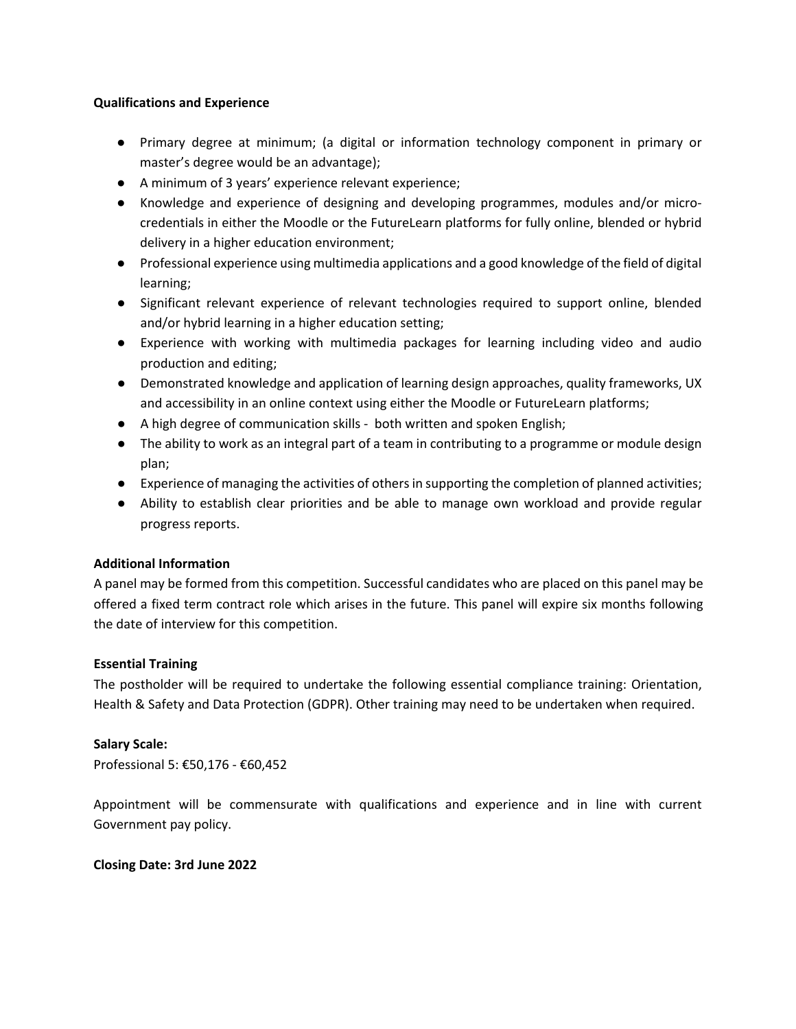**Qualifications and Experience**

- Primary degree at minimum; (a digital or information technology component in primary or master's degree would be an advantage);
- A minimum of 3 years' experience relevant experience;
- Knowledge and experience of designing and developing programmes, modules and/or micro-credentials in either the Moodle or the FutureLearn platforms for fully online, blended or hybrid delivery in a higher education environment;
- Professional experience using multimedia applications and a good knowledge of the field of digital learning;
- Significant relevant experience of relevant technologies required to support online, blended and/or hybrid learning in a higher education setting;
- Experience with working with multimedia packages for learning including video and audio production and editing;
- Demonstrated knowledge and application of learning design approaches, quality frameworks, UX and accessibility in an online context using either the Moodle or FutureLearn platforms;
- A high degree of communication skills - both written and spoken English;
- The ability to work as an integral part of a team in contributing to a programme or module design plan;
- Experience of managing the activities of others in supporting the completion of planned activities;
- Ability to establish clear priorities and be able to manage own workload and provide regular progress reports.

**Additional Information**

A panel may be formed from this competition. Successful candidates who are placed on this panel may be offered a fixed term contract role which arises in the future. This panel will expire six months following the date of interview for this competition.

**Essential Training**

The postholder will be required to undertake the following essential compliance training: Orientation, Health & Safety and Data Protection (GDPR). Other training may need to be undertaken when required.

**Salary Scale:**

Professional 5: €50,176 - €60,452

Appointment will be commensurate with qualifications and experience and in line with current Government pay policy.

**Closing Date: 3rd June 2022**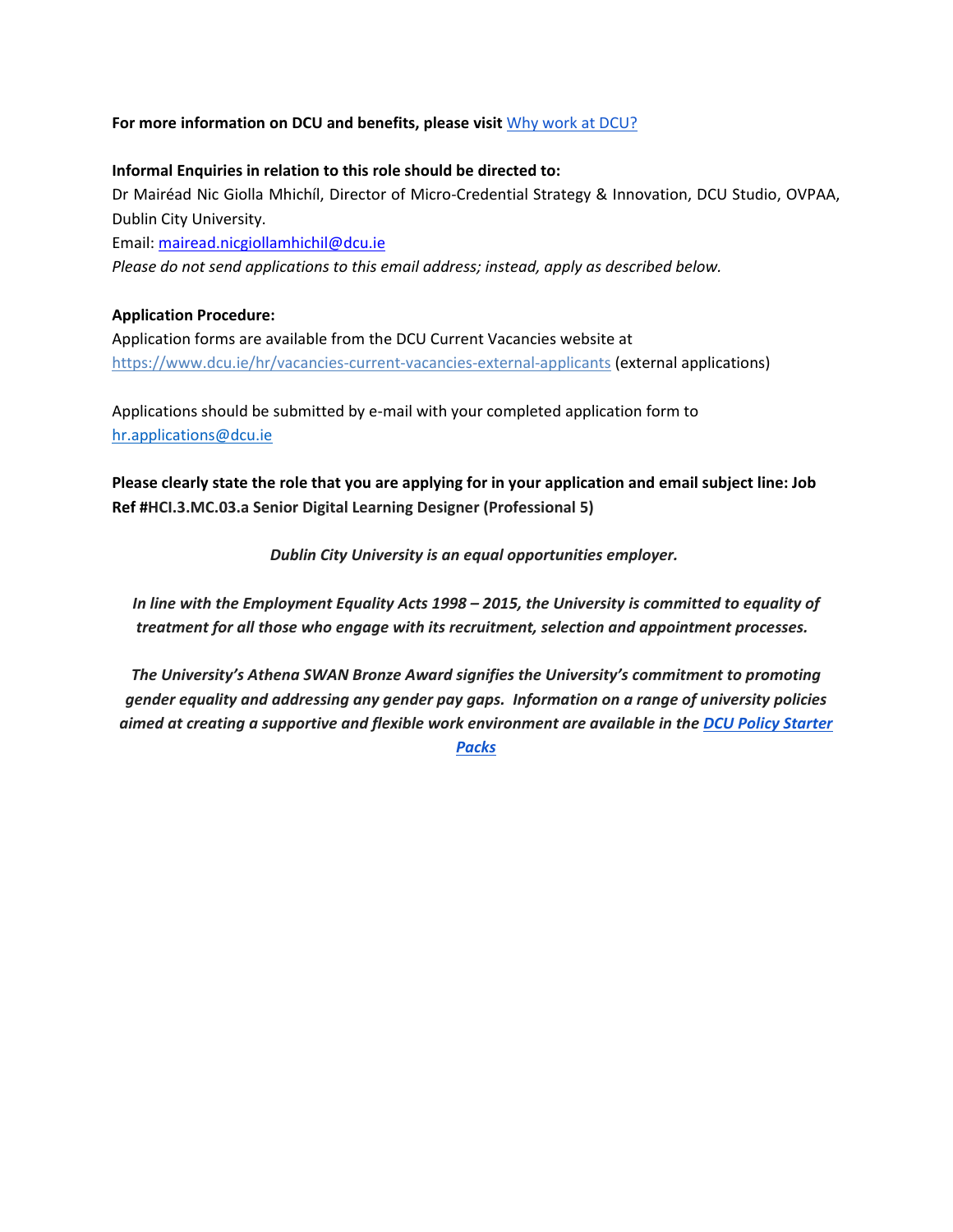**For more information on DCU and benefits, please visit** [Why work at DCU?]()

**Informal Enquiries in relation to this role should be directed to:**
Dr Mairéad Nic Giolla Mhichíl, Director of Micro-Credential Strategy & Innovation, DCU Studio, OVPAA, Dublin City University.
Email: mairead.nicgiollamhichil@dcu.ie
*Please do not send applications to this email address; instead, apply as described below.*

**Application Procedure:**
Application forms are available from the DCU Current Vacancies website at https://www.dcu.ie/hr/vacancies-current-vacancies-external-applicants (external applications)

Applications should be submitted by e-mail with your completed application form to hr.applications@dcu.ie

**Please clearly state the role that you are applying for in your application and email subject line: Job Ref #HCI.3.MC.03.a Senior Digital Learning Designer (Professional 5)**

***Dublin City University is an equal opportunities employer.***

***In line with the Employment Equality Acts 1998 – 2015, the University is committed to equality of treatment for all those who engage with its recruitment, selection and appointment processes.***

***The University's Athena SWAN Bronze Award signifies the University's commitment to promoting gender equality and addressing any gender pay gaps. Information on a range of university policies aimed at creating a supportive and flexible work environment are available in the DCU Policy Starter Packs***